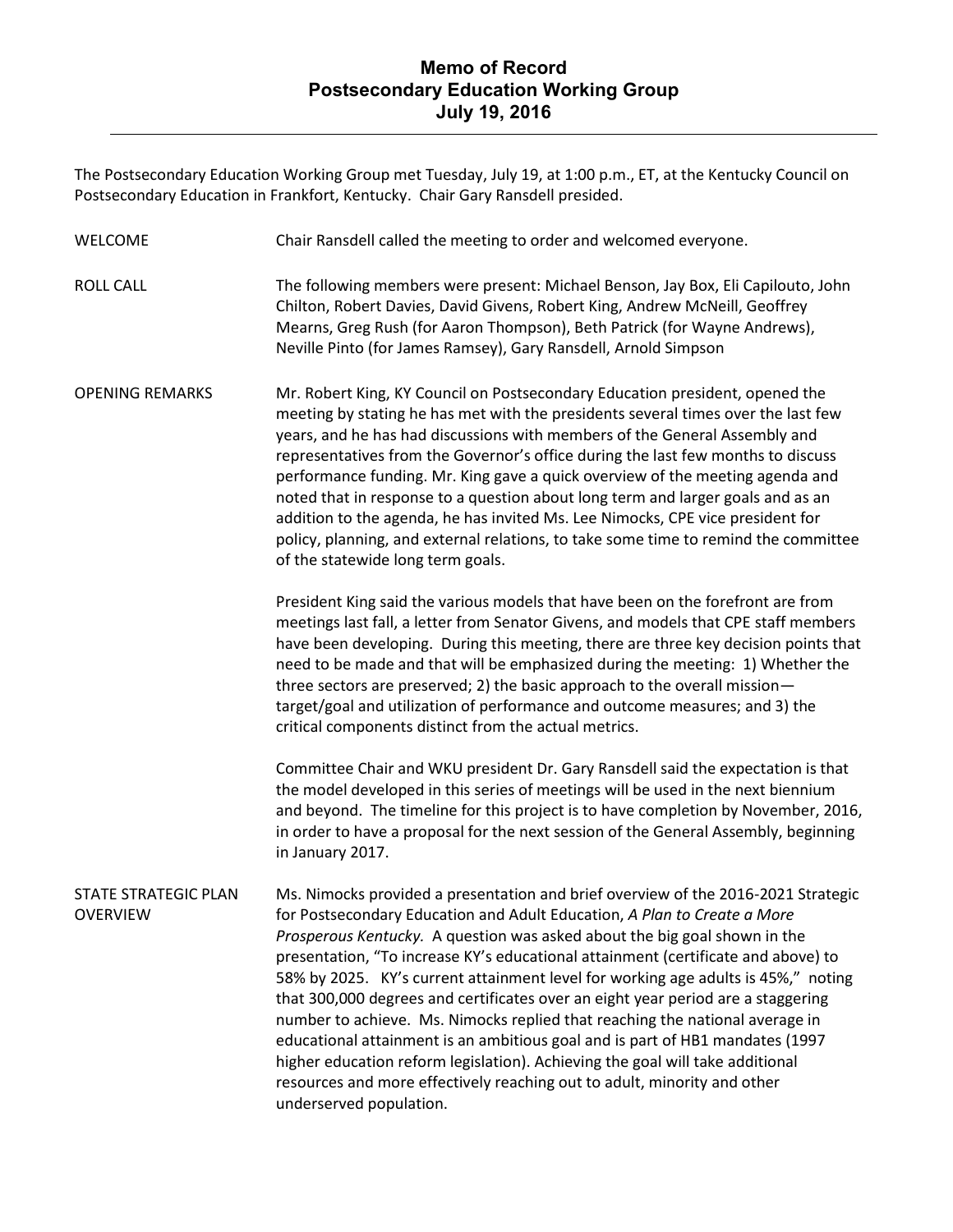# Memo of Record
# Postsecondary Education Working Group
# July 19, 2016

The Postsecondary Education Working Group met Tuesday, July 19, at 1:00 p.m., ET, at the Kentucky Council on Postsecondary Education in Frankfort, Kentucky. Chair Gary Ransdell presided.

**WELCOME**

Chair Ransdell called the meeting to order and welcomed everyone.

**ROLL CALL**

The following members were present: Michael Benson, Jay Box, Eli Capilouto, John Chilton, Robert Davies, David Givens, Robert King, Andrew McNeill, Geoffrey Mearns, Greg Rush (for Aaron Thompson), Beth Patrick (for Wayne Andrews), Neville Pinto (for James Ramsey), Gary Ransdell, Arnold Simpson

**OPENING REMARKS**

Mr. Robert King, KY Council on Postsecondary Education president, opened the meeting by stating he has met with the presidents several times over the last few years, and he has had discussions with members of the General Assembly and representatives from the Governor's office during the last few months to discuss performance funding. Mr. King gave a quick overview of the meeting agenda and noted that in response to a question about long term and larger goals and as an addition to the agenda, he has invited Ms. Lee Nimocks, CPE vice president for policy, planning, and external relations, to take some time to remind the committee of the statewide long term goals.

President King said the various models that have been on the forefront are from meetings last fall, a letter from Senator Givens, and models that CPE staff members have been developing. During this meeting, there are three key decision points that need to be made and that will be emphasized during the meeting: 1) Whether the three sectors are preserved; 2) the basic approach to the overall mission—target/goal and utilization of performance and outcome measures; and 3) the critical components distinct from the actual metrics.

Committee Chair and WKU president Dr. Gary Ransdell said the expectation is that the model developed in this series of meetings will be used in the next biennium and beyond. The timeline for this project is to have completion by November, 2016, in order to have a proposal for the next session of the General Assembly, beginning in January 2017.

**STATE STRATEGIC PLAN OVERVIEW**

Ms. Nimocks provided a presentation and brief overview of the 2016-2021 Strategic for Postsecondary Education and Adult Education, *A Plan to Create a More Prosperous Kentucky.* A question was asked about the big goal shown in the presentation, "To increase KY's educational attainment (certificate and above) to 58% by 2025. KY's current attainment level for working age adults is 45%," noting that 300,000 degrees and certificates over an eight year period are a staggering number to achieve. Ms. Nimocks replied that reaching the national average in educational attainment is an ambitious goal and is part of HB1 mandates (1997 higher education reform legislation). Achieving the goal will take additional resources and more effectively reaching out to adult, minority and other underserved population.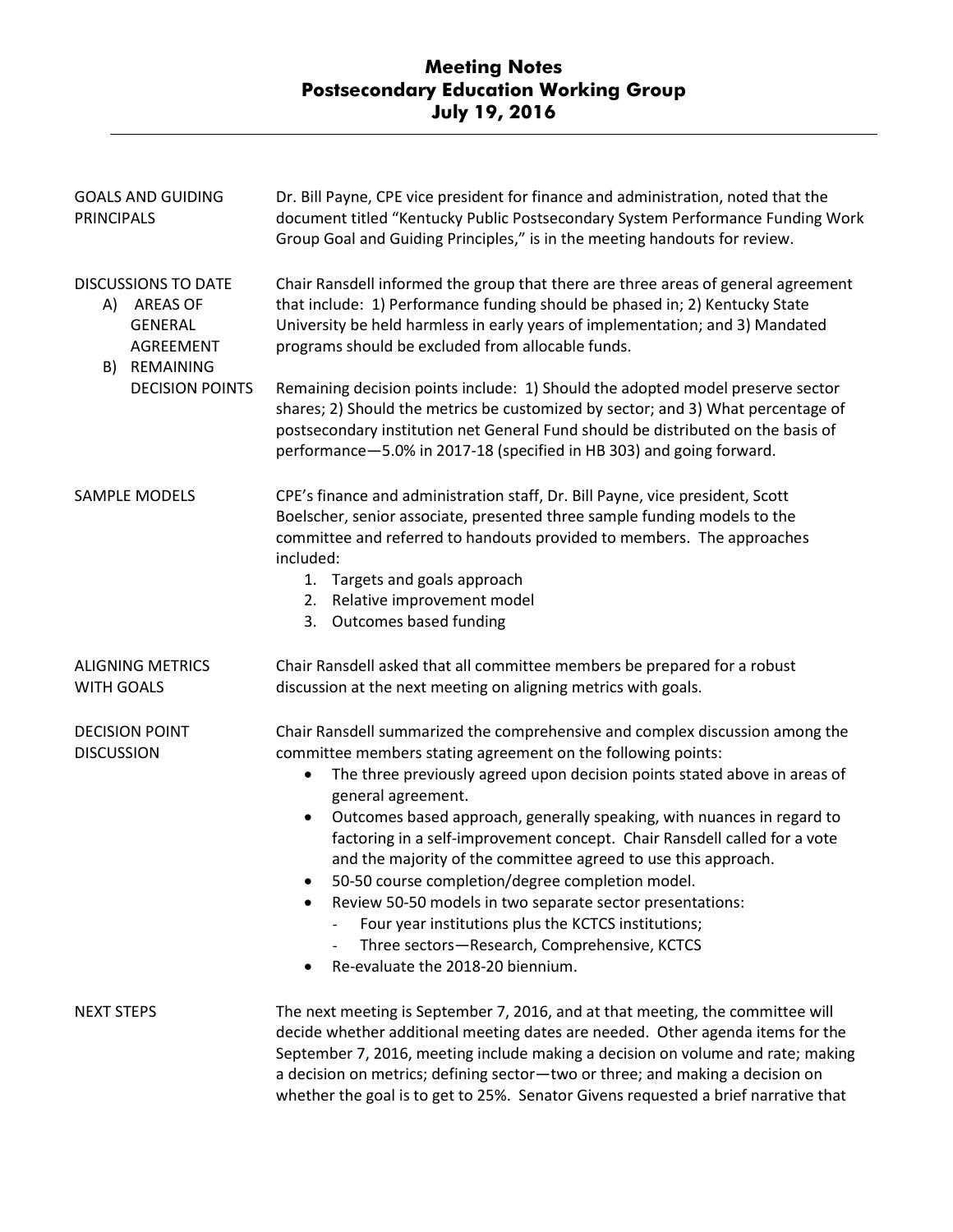# Meeting Notes
# Postsecondary Education Working Group
# July 19, 2016

**GOALS AND GUIDING PRINCIPALS**

Dr. Bill Payne, CPE vice president for finance and administration, noted that the document titled "Kentucky Public Postsecondary System Performance Funding Work Group Goal and Guiding Principles," is in the meeting handouts for review.

**DISCUSSIONS TO DATE**
- A) AREAS OF GENERAL AGREEMENT
- B) REMAINING DECISION POINTS

Chair Ransdell informed the group that there are three areas of general agreement that include: 1) Performance funding should be phased in; 2) Kentucky State University be held harmless in early years of implementation; and 3) Mandated programs should be excluded from allocable funds.

Remaining decision points include: 1) Should the adopted model preserve sector shares; 2) Should the metrics be customized by sector; and 3) What percentage of postsecondary institution net General Fund should be distributed on the basis of performance—5.0% in 2017-18 (specified in HB 303) and going forward.

**SAMPLE MODELS**

CPE's finance and administration staff, Dr. Bill Payne, vice president, Scott Boelscher, senior associate, presented three sample funding models to the committee and referred to handouts provided to members. The approaches included:

1. Targets and goals approach
2. Relative improvement model
3. Outcomes based funding

**ALIGNING METRICS WITH GOALS**

Chair Ransdell asked that all committee members be prepared for a robust discussion at the next meeting on aligning metrics with goals.

**DECISION POINT DISCUSSION**

Chair Ransdell summarized the comprehensive and complex discussion among the committee members stating agreement on the following points:

- The three previously agreed upon decision points stated above in areas of general agreement.
- Outcomes based approach, generally speaking, with nuances in regard to factoring in a self-improvement concept. Chair Ransdell called for a vote and the majority of the committee agreed to use this approach.
- 50-50 course completion/degree completion model.
- Review 50-50 models in two separate sector presentations:
  - Four year institutions plus the KCTCS institutions;
  - Three sectors—Research, Comprehensive, KCTCS
- Re-evaluate the 2018-20 biennium.

**NEXT STEPS**

The next meeting is September 7, 2016, and at that meeting, the committee will decide whether additional meeting dates are needed. Other agenda items for the September 7, 2016, meeting include making a decision on volume and rate; making a decision on metrics; defining sector—two or three; and making a decision on whether the goal is to get to 25%. Senator Givens requested a brief narrative that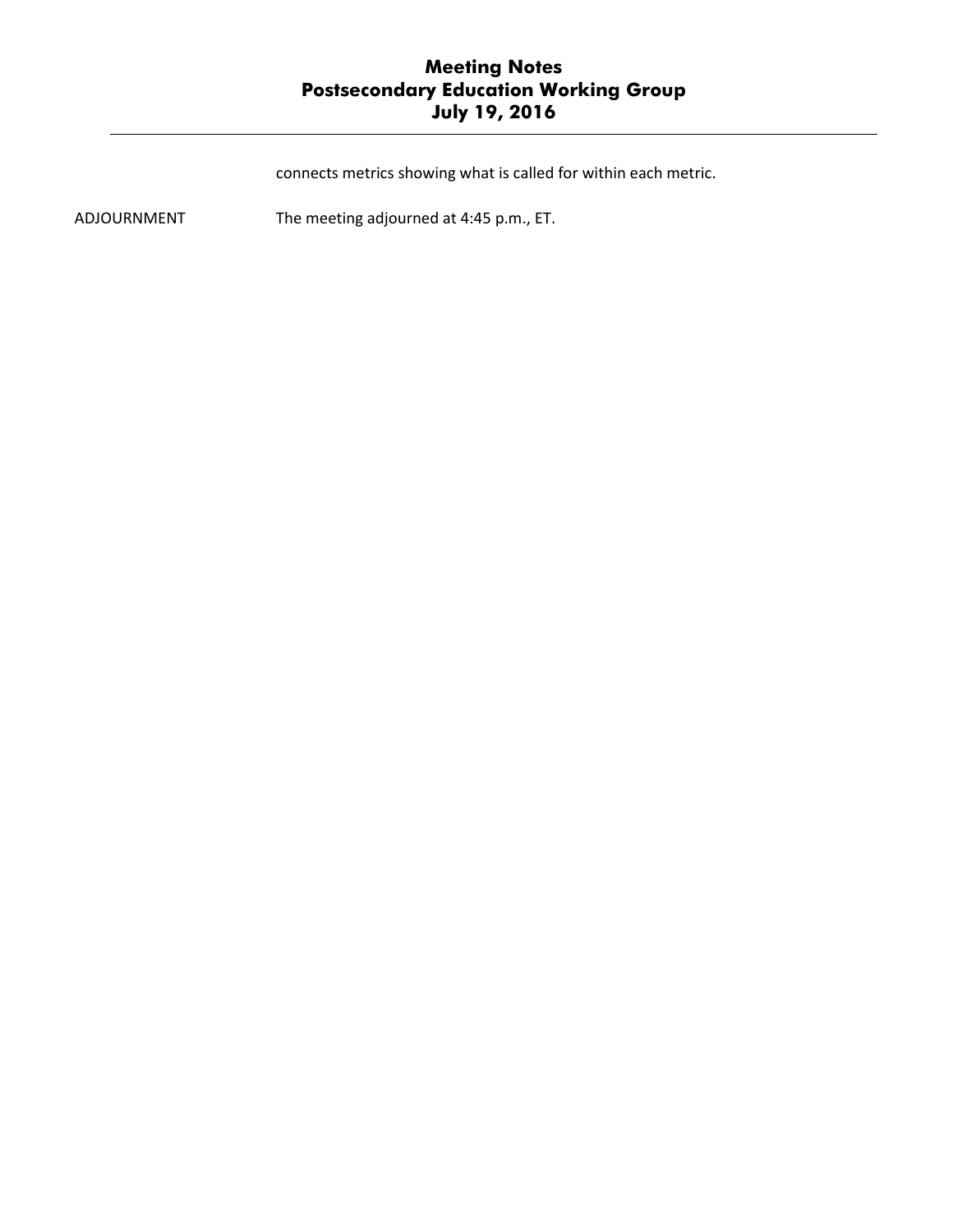connects metrics showing what is called for within each metric.

ADJOURNMENT The meeting adjourned at 4:45 p.m., ET.